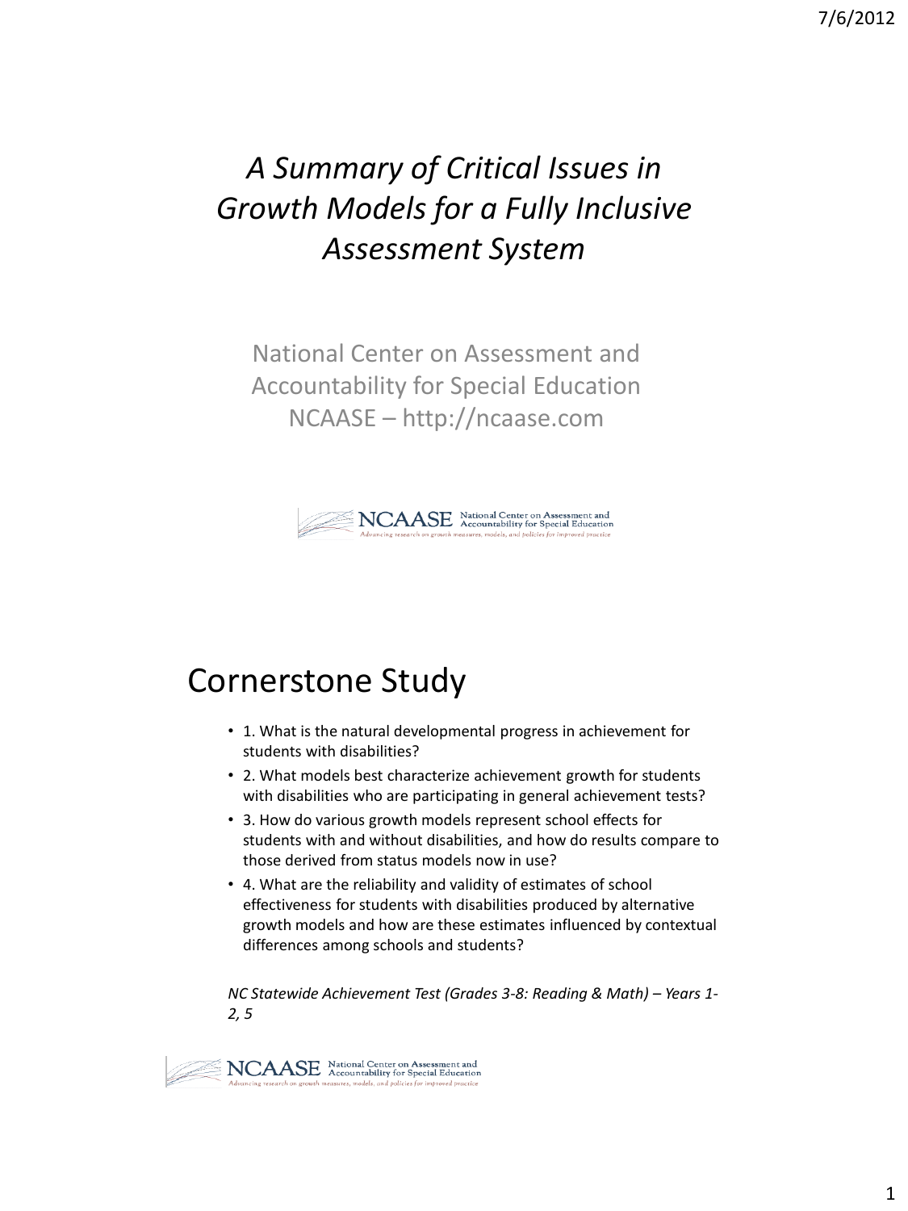# *A Summary of Critical Issues in Growth Models for a Fully Inclusive Assessment System*

National Center on Assessment and Accountability for Special Education
NCAASE – http://ncaase.com

NCAASE National Center on Assessment and Accountability for Special Education
*Advancing research on growth measures, models, and policies for improved practice*

## Cornerstone Study

- 1. What is the natural developmental progress in achievement for students with disabilities?
- 2. What models best characterize achievement growth for students with disabilities who are participating in general achievement tests?
- 3. How do various growth models represent school effects for students with and without disabilities, and how do results compare to those derived from status models now in use?
- 4. What are the reliability and validity of estimates of school effectiveness for students with disabilities produced by alternative growth models and how are these estimates influenced by contextual differences among schools and students?

*NC Statewide Achievement Test (Grades 3-8: Reading & Math) – Years 1-2, 5*

NCAASE National Center on Assessment and Accountability for Special Education
*Advancing research on growth measures, models, and policies for improved practice*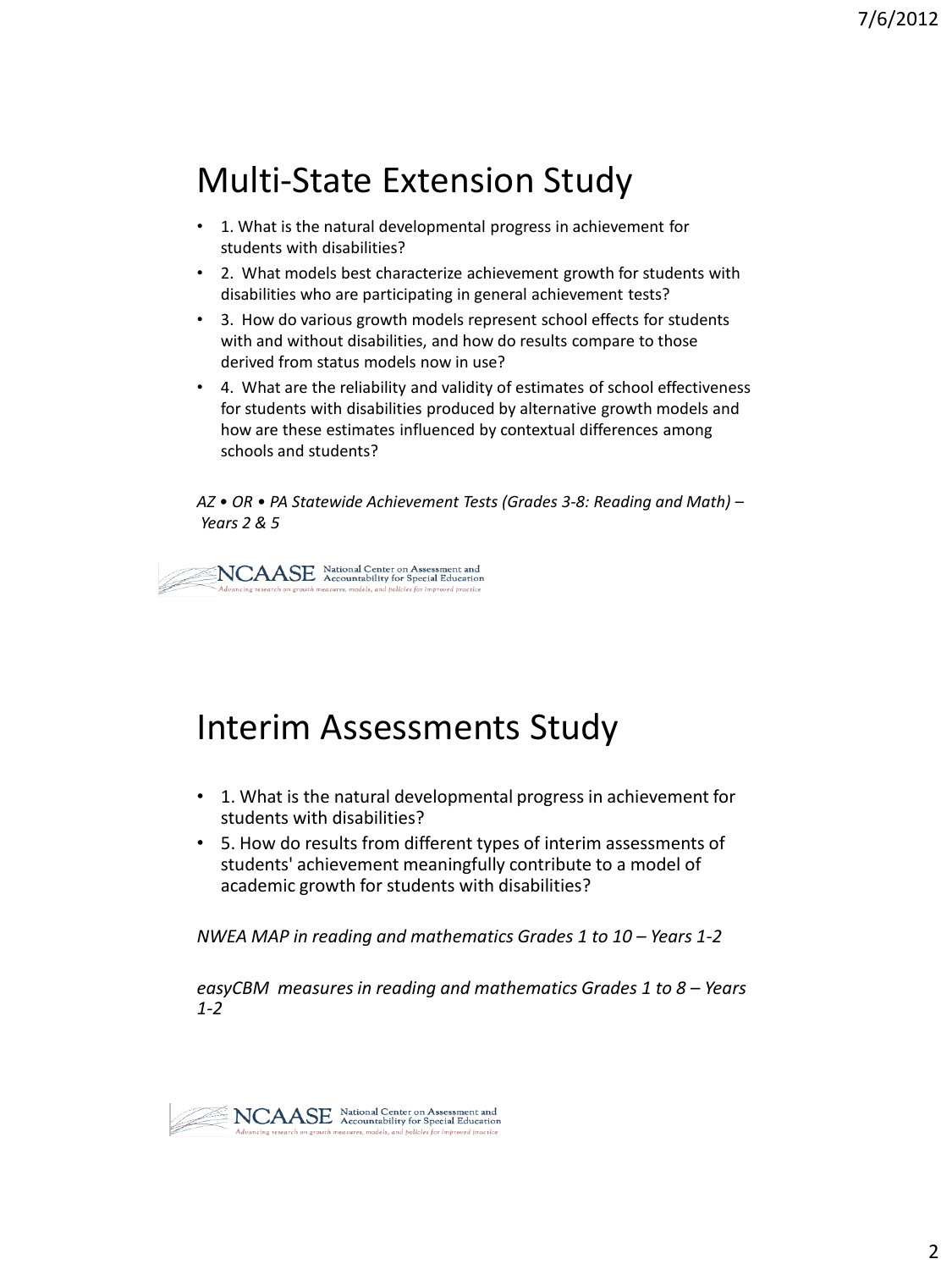## Multi-State Extension Study

- 1. What is the natural developmental progress in achievement for students with disabilities?
- 2. What models best characterize achievement growth for students with disabilities who are participating in general achievement tests?
- 3. How do various growth models represent school effects for students with and without disabilities, and how do results compare to those derived from status models now in use?
- 4. What are the reliability and validity of estimates of school effectiveness for students with disabilities produced by alternative growth models and how are these estimates influenced by contextual differences among schools and students?

*AZ • OR • PA Statewide Achievement Tests (Grades 3-8: Reading and Math) – Years 2 & 5*

NCAASE National Center on Assessment and Accountability for Special Education
*Advancing research on growth measures, models, and policies for improved practice*

## Interim Assessments Study

- 1. What is the natural developmental progress in achievement for students with disabilities?
- 5. How do results from different types of interim assessments of students' achievement meaningfully contribute to a model of academic growth for students with disabilities?

*NWEA MAP in reading and mathematics Grades 1 to 10 – Years 1-2*

*easyCBM measures in reading and mathematics Grades 1 to 8 – Years 1-2*

NCAASE National Center on Assessment and Accountability for Special Education
*Advancing research on growth measures, models, and policies for improved practice*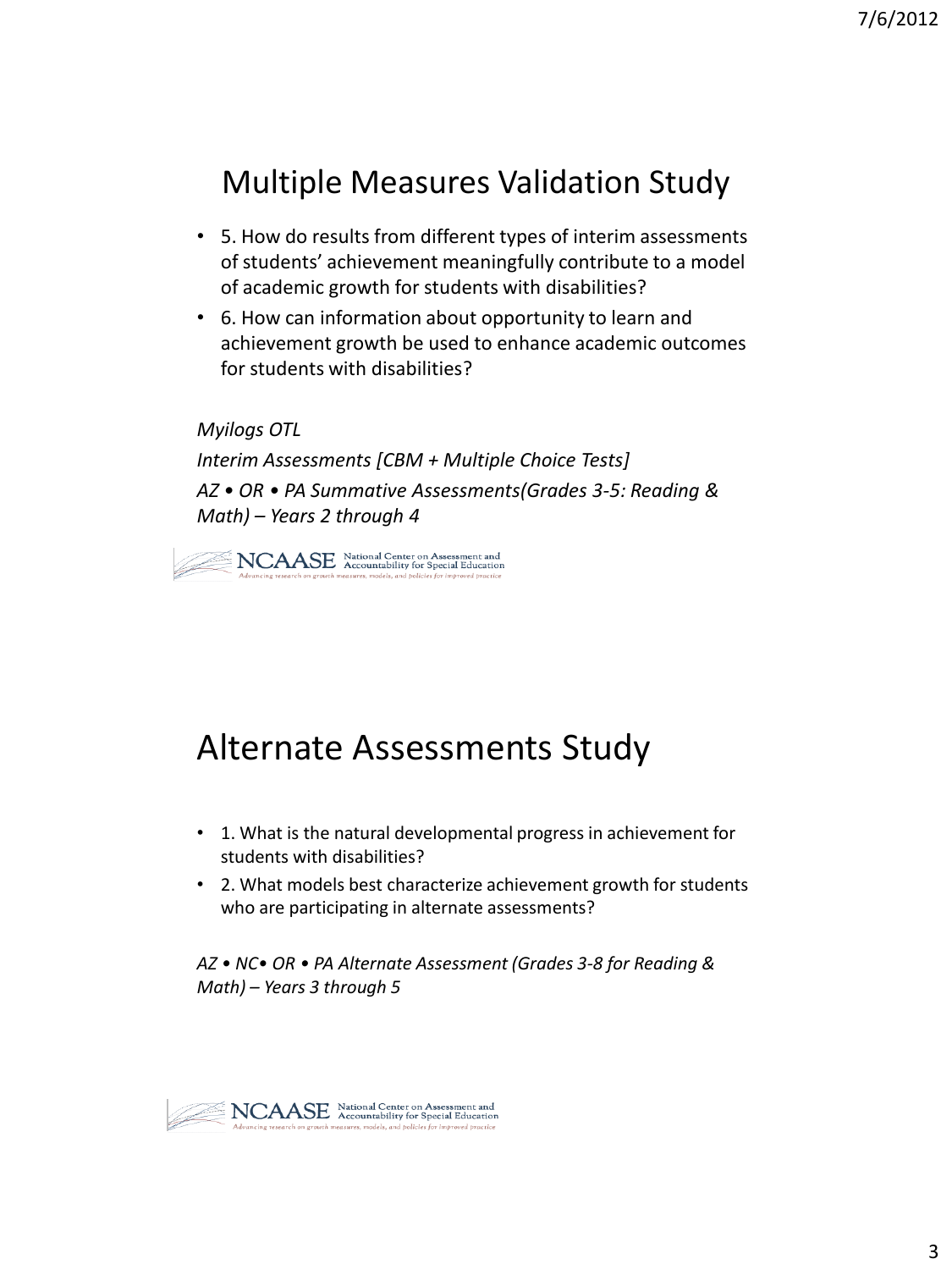## Multiple Measures Validation Study

- 5. How do results from different types of interim assessments of students' achievement meaningfully contribute to a model of academic growth for students with disabilities?
- 6. How can information about opportunity to learn and achievement growth be used to enhance academic outcomes for students with disabilities?

*Myilogs OTL*

*Interim Assessments [CBM + Multiple Choice Tests]*

*AZ • OR • PA Summative Assessments(Grades 3-5: Reading & Math) – Years 2 through 4*

NCAASE National Center on Assessment and Accountability for Special Education
Advancing research on growth measures, models, and policies for improved practice

## Alternate Assessments Study

- 1. What is the natural developmental progress in achievement for students with disabilities?
- 2. What models best characterize achievement growth for students who are participating in alternate assessments?

*AZ • NC• OR • PA Alternate Assessment (Grades 3-8 for Reading & Math) – Years 3 through 5*

NCAASE National Center on Assessment and Accountability for Special Education
Advancing research on growth measures, models, and policies for improved practice